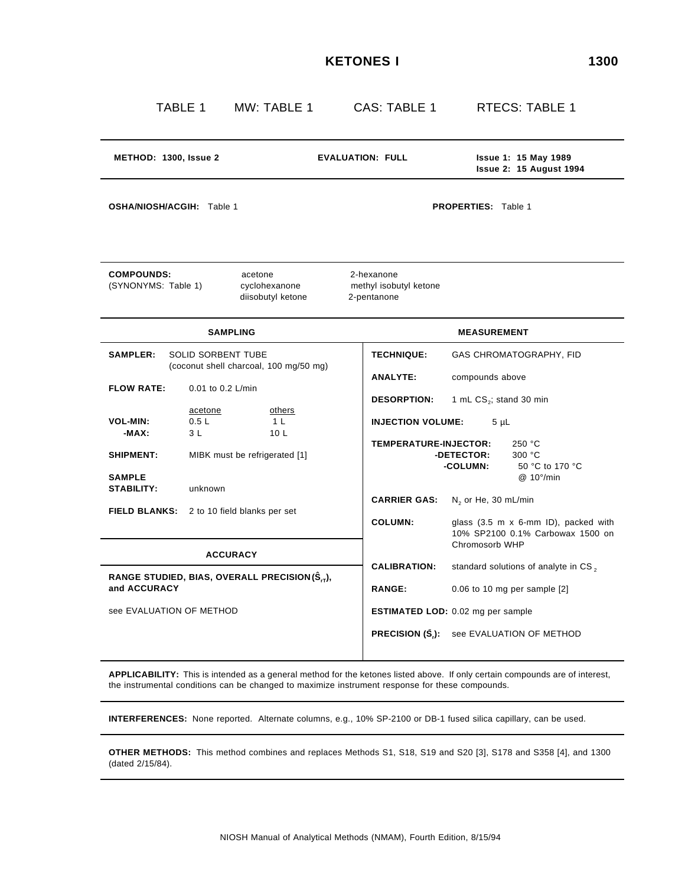# KETONES I 1300

TABLE 1 MW: TABLE 1 CAS: TABLE 1 RTECS: TABLE 1

**METHOD: 1300, Issue 2** **EVALUATION: FULL** **Issue 1: 15 May 1989** **Issue 2: 15 August 1994**

**OSHA/NIOSH/ACGIH:** Table 1 **PROPERTIES:** Table 1

**COMPOUNDS:** (SYNONYMS: Table 1)

| | |
|---|---|
| acetone | 2-hexanone |
| cyclohexanone | methyl isobutyl ketone |
| diisobutyl ketone | 2-pentanone |

## SAMPLING

**SAMPLER:** SOLID SORBENT TUBE (coconut shell charcoal, 100 mg/50 mg)

**FLOW RATE:** 0.01 to 0.2 L/min

| | acetone | others |
|---|---|---|
| **VOL-MIN:** | 0.5 L | 1 L |
| **-MAX:** | 3 L | 10 L |

**SHIPMENT:** MIBK must be refrigerated [1]

**SAMPLE STABILITY:** unknown

**FIELD BLANKS:** 2 to 10 field blanks per set

## ACCURACY

**RANGE STUDIED, BIAS, OVERALL PRECISION ($\hat{S}_{rT}$), and ACCURACY**

see EVALUATION OF METHOD

## MEASUREMENT

**TECHNIQUE:** GAS CHROMATOGRAPHY, FID

**ANALYTE:** compounds above

**DESORPTION:** 1 mL $CS_2$; stand 30 min

**INJECTION VOLUME:** 5 µL

**TEMPERATURE-INJECTOR:** 250 °C
**-DETECTOR:** 300 °C
**-COLUMN:** 50 °C to 170 °C @ 10°/min

**CARRIER GAS:** $N_2$ or He, 30 mL/min

**COLUMN:** glass (3.5 m x 6-mm ID), packed with 10% SP2100 0.1% Carbowax 1500 on Chromosorb WHP

**CALIBRATION:** standard solutions of analyte in $CS_2$

**RANGE:** 0.06 to 10 mg per sample [2]

**ESTIMATED LOD:** 0.02 mg per sample

**PRECISION ($\bar{S}_r$):** see EVALUATION OF METHOD

**APPLICABILITY:** This is intended as a general method for the ketones listed above. If only certain compounds are of interest, the instrumental conditions can be changed to maximize instrument response for these compounds.

**INTERFERENCES:** None reported. Alternate columns, e.g., 10% SP-2100 or DB-1 fused silica capillary, can be used.

**OTHER METHODS:** This method combines and replaces Methods S1, S18, S19 and S20 [3], S178 and S358 [4], and 1300 (dated 2/15/84).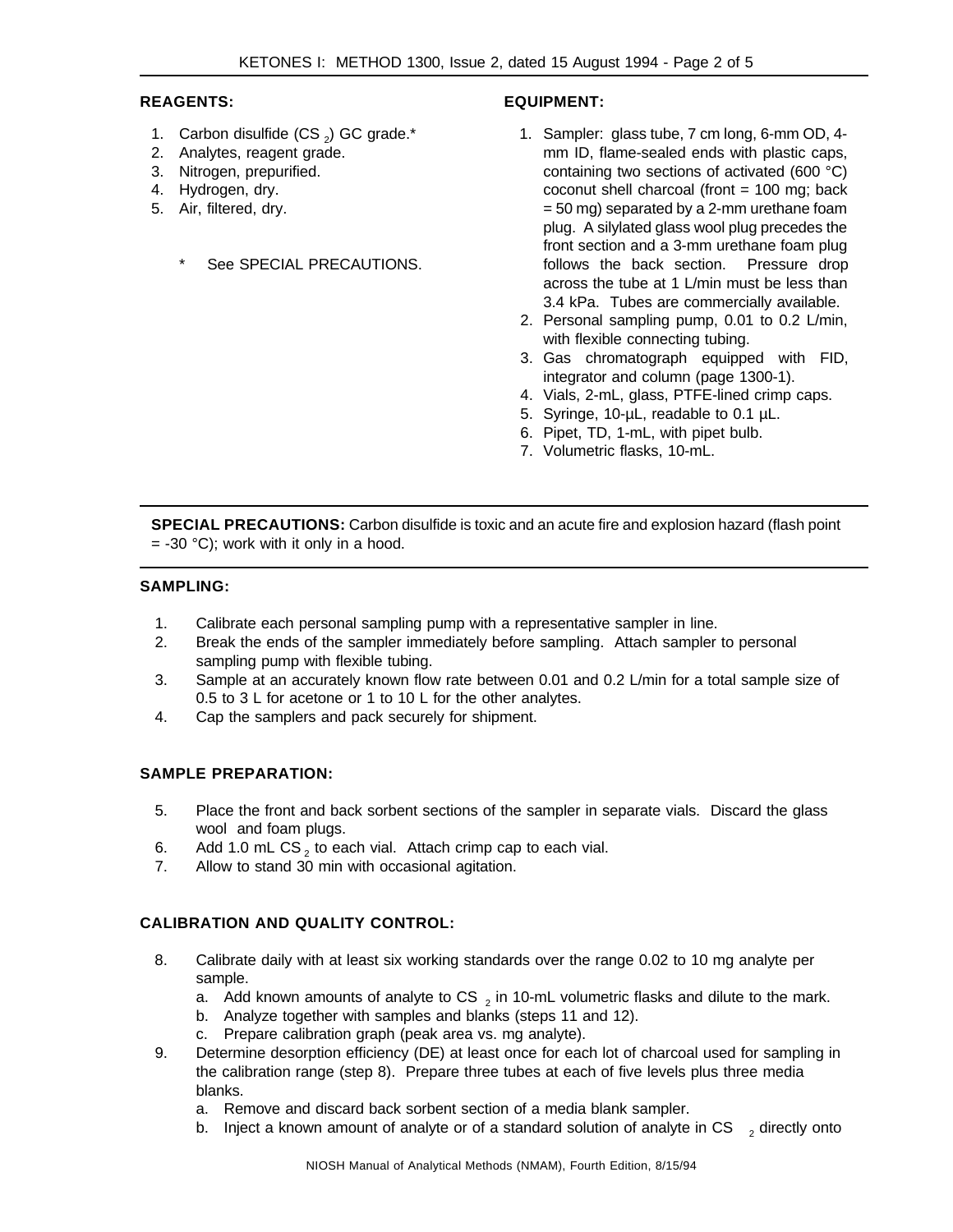**REAGENTS:**

1. Carbon disulfide ($CS_2$) GC grade.*
2. Analytes, reagent grade.
3. Nitrogen, prepurified.
4. Hydrogen, dry.
5. Air, filtered, dry.

\* See SPECIAL PRECAUTIONS.

**EQUIPMENT:**

1. Sampler: glass tube, 7 cm long, 6-mm OD, 4-mm ID, flame-sealed ends with plastic caps, containing two sections of activated (600 °C) coconut shell charcoal (front = 100 mg; back = 50 mg) separated by a 2-mm urethane foam plug. A silylated glass wool plug precedes the front section and a 3-mm urethane foam plug follows the back section. Pressure drop across the tube at 1 L/min must be less than 3.4 kPa. Tubes are commercially available.
2. Personal sampling pump, 0.01 to 0.2 L/min, with flexible connecting tubing.
3. Gas chromatograph equipped with FID, integrator and column (page 1300-1).
4. Vials, 2-mL, glass, PTFE-lined crimp caps.
5. Syringe, 10-µL, readable to 0.1 µL.
6. Pipet, TD, 1-mL, with pipet bulb.
7. Volumetric flasks, 10-mL.

---

**SPECIAL PRECAUTIONS:** Carbon disulfide is toxic and an acute fire and explosion hazard (flash point = -30 °C); work with it only in a hood.

---

**SAMPLING:**

1. Calibrate each personal sampling pump with a representative sampler in line.
2. Break the ends of the sampler immediately before sampling. Attach sampler to personal sampling pump with flexible tubing.
3. Sample at an accurately known flow rate between 0.01 and 0.2 L/min for a total sample size of 0.5 to 3 L for acetone or 1 to 10 L for the other analytes.
4. Cap the samplers and pack securely for shipment.

**SAMPLE PREPARATION:**

5. Place the front and back sorbent sections of the sampler in separate vials. Discard the glass wool and foam plugs.
6. Add 1.0 mL $CS_2$ to each vial. Attach crimp cap to each vial.
7. Allow to stand 30 min with occasional agitation.

**CALIBRATION AND QUALITY CONTROL:**

8. Calibrate daily with at least six working standards over the range 0.02 to 10 mg analyte per sample.
   a. Add known amounts of analyte to $CS_2$ in 10-mL volumetric flasks and dilute to the mark.
   b. Analyze together with samples and blanks (steps 11 and 12).
   c. Prepare calibration graph (peak area vs. mg analyte).
9. Determine desorption efficiency (DE) at least once for each lot of charcoal used for sampling in the calibration range (step 8). Prepare three tubes at each of five levels plus three media blanks.
   a. Remove and discard back sorbent section of a media blank sampler.
   b. Inject a known amount of analyte or of a standard solution of analyte in $CS_2$ directly onto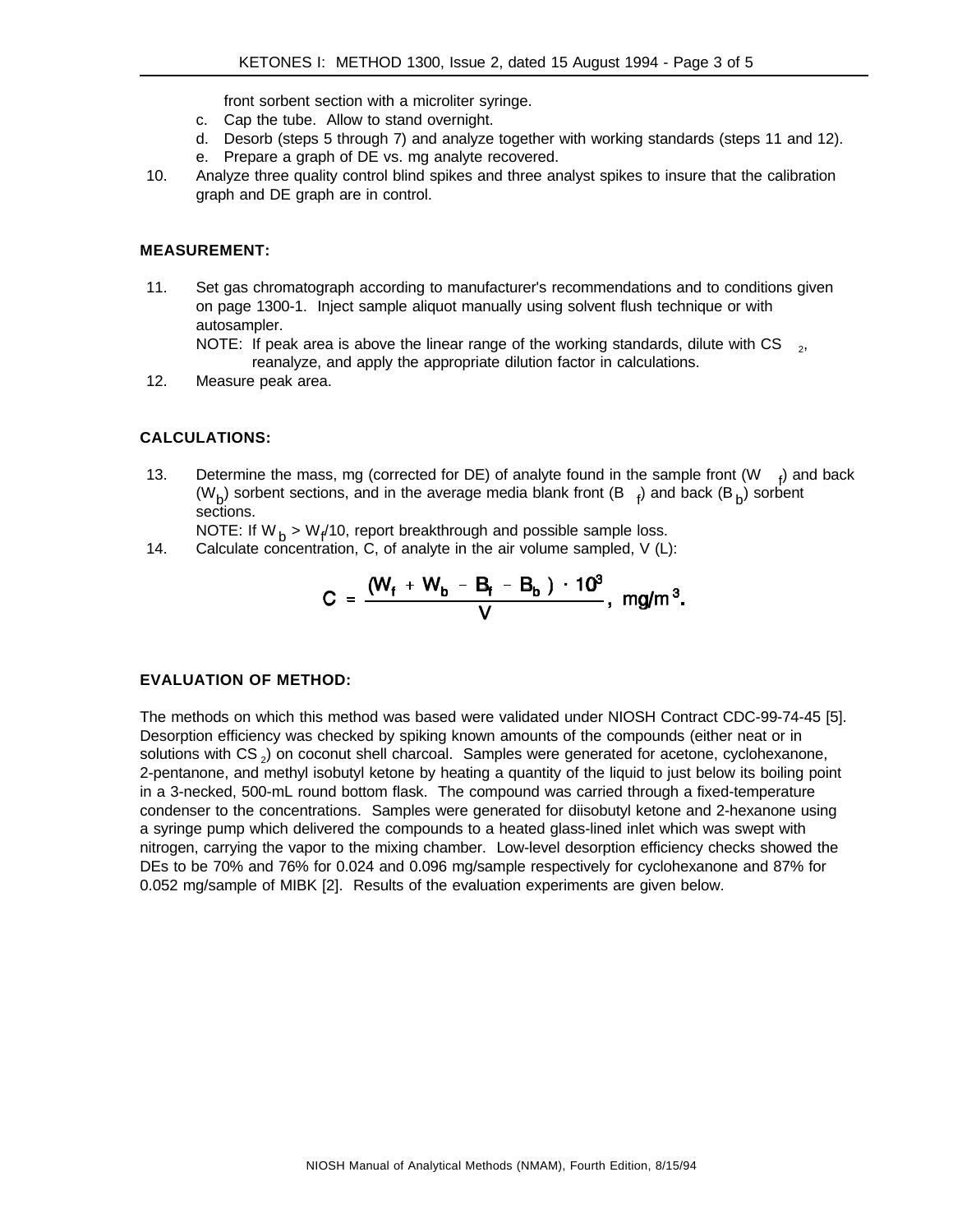front sorbent section with a microliter syringe.

c. Cap the tube. Allow to stand overnight.
d. Desorb (steps 5 through 7) and analyze together with working standards (steps 11 and 12).
e. Prepare a graph of DE vs. mg analyte recovered.

10. Analyze three quality control blind spikes and three analyst spikes to insure that the calibration graph and DE graph are in control.

**MEASUREMENT:**

11. Set gas chromatograph according to manufacturer's recommendations and to conditions given on page 1300-1. Inject sample aliquot manually using solvent flush technique or with autosampler.

    NOTE: If peak area is above the linear range of the working standards, dilute with $CS_2$, reanalyze, and apply the appropriate dilution factor in calculations.

12. Measure peak area.

**CALCULATIONS:**

13. Determine the mass, mg (corrected for DE) of analyte found in the sample front ($W_f$) and back ($W_b$) sorbent sections, and in the average media blank front ($B_f$) and back ($B_b$) sorbent sections.

    NOTE: If $W_b > W_f/10$, report breakthrough and possible sample loss.

14. Calculate concentration, C, of analyte in the air volume sampled, V (L):

$$C = \frac{(W_f + W_b - B_f - B_b) \cdot 10^3}{V}, \text{ mg/m}^3.$$

**EVALUATION OF METHOD:**

The methods on which this method was based were validated under NIOSH Contract CDC-99-74-45 [5]. Desorption efficiency was checked by spiking known amounts of the compounds (either neat or in solutions with $CS_2$) on coconut shell charcoal. Samples were generated for acetone, cyclohexanone, 2-pentanone, and methyl isobutyl ketone by heating a quantity of the liquid to just below its boiling point in a 3-necked, 500-mL round bottom flask. The compound was carried through a fixed-temperature condenser to the concentrations. Samples were generated for diisobutyl ketone and 2-hexanone using a syringe pump which delivered the compounds to a heated glass-lined inlet which was swept with nitrogen, carrying the vapor to the mixing chamber. Low-level desorption efficiency checks showed the DEs to be 70% and 76% for 0.024 and 0.096 mg/sample respectively for cyclohexanone and 87% for 0.052 mg/sample of MIBK [2]. Results of the evaluation experiments are given below.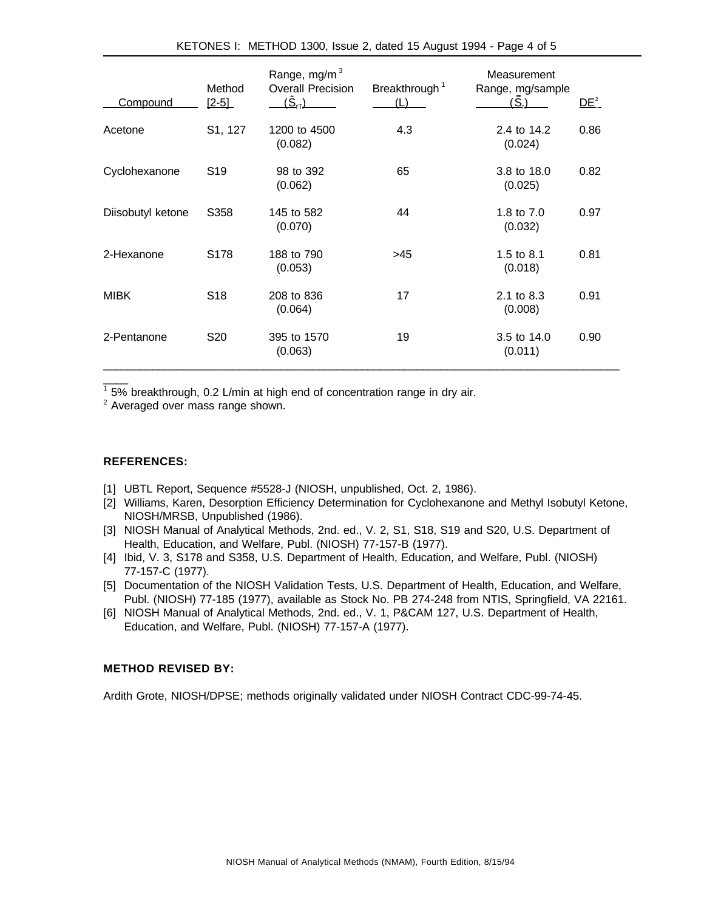| Compound | Method [2-5] | Range, mg/m$^3$ Overall Precision ($\hat{S}_{rT}$) | Breakthrough[1] (L) | Measurement Range, mg/sample ($\bar{S}_r$) | DE[2] |
|---|---|---|---|---|---|
| Acetone | S1, 127 | 1200 to 4500 (0.082) | 4.3 | 2.4 to 14.2 (0.024) | 0.86 |
| Cyclohexanone | S19 | 98 to 392 (0.062) | 65 | 3.8 to 18.0 (0.025) | 0.82 |
| Diisobutyl ketone | S358 | 145 to 582 (0.070) | 44 | 1.8 to 7.0 (0.032) | 0.97 |
| 2-Hexanone | S178 | 188 to 790 (0.053) | >45 | 1.5 to 8.1 (0.018) | 0.81 |
| MIBK | S18 | 208 to 836 (0.064) | 17 | 2.1 to 8.3 (0.008) | 0.91 |
| 2-Pentanone | S20 | 395 to 1570 (0.063) | 19 | 3.5 to 14.0 (0.011) | 0.90 |

[1] 5% breakthrough, 0.2 L/min at high end of concentration range in dry air.
[2] Averaged over mass range shown.

**REFERENCES:**

[1] UBTL Report, Sequence #5528-J (NIOSH, unpublished, Oct. 2, 1986).
[2] Williams, Karen, Desorption Efficiency Determination for Cyclohexanone and Methyl Isobutyl Ketone, NIOSH/MRSB, Unpublished (1986).
[3] NIOSH Manual of Analytical Methods, 2nd. ed., V. 2, S1, S18, S19 and S20, U.S. Department of Health, Education, and Welfare, Publ. (NIOSH) 77-157-B (1977).
[4] Ibid, V. 3, S178 and S358, U.S. Department of Health, Education, and Welfare, Publ. (NIOSH) 77-157-C (1977).
[5] Documentation of the NIOSH Validation Tests, U.S. Department of Health, Education, and Welfare, Publ. (NIOSH) 77-185 (1977), available as Stock No. PB 274-248 from NTIS, Springfield, VA 22161.
[6] NIOSH Manual of Analytical Methods, 2nd. ed., V. 1, P&CAM 127, U.S. Department of Health, Education, and Welfare, Publ. (NIOSH) 77-157-A (1977).

**METHOD REVISED BY:**

Ardith Grote, NIOSH/DPSE; methods originally validated under NIOSH Contract CDC-99-74-45.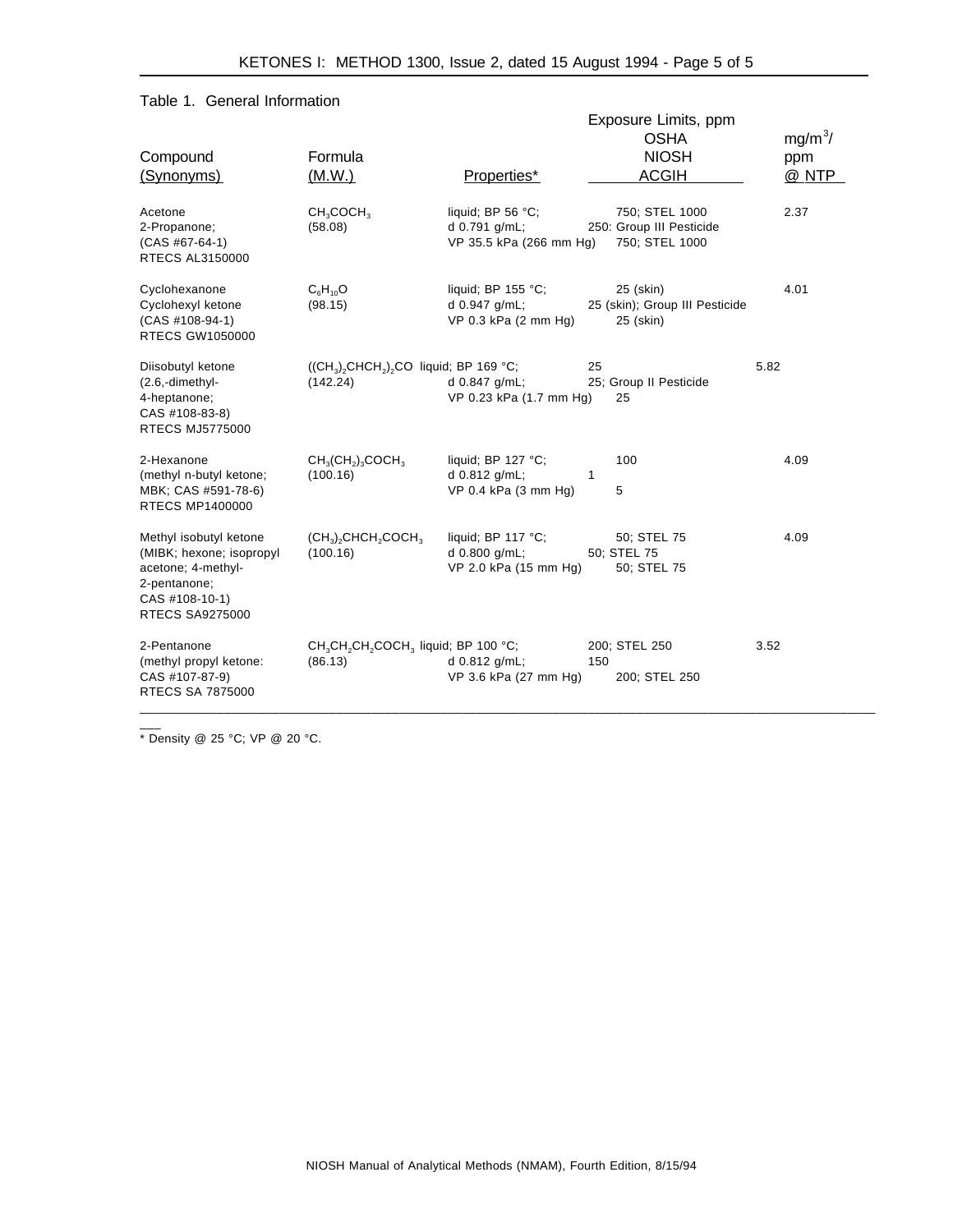Table 1. General Information

| Compound (Synonyms) | Formula (M.W.) | Properties* | Exposure Limits, ppm OSHA NIOSH ACGIH | $mg/m^3$/ ppm @ NTP |
|---|---|---|---|---|
| Acetone<br>2-Propanone;<br>(CAS #67-64-1)<br>RTECS AL3150000 | $CH_3COCH_3$<br>(58.08) | liquid; BP 56 °C;<br>d 0.791 g/mL;<br>VP 35.5 kPa (266 mm Hg) | 750; STEL 1000<br>250: Group III Pesticide<br>750; STEL 1000 | 2.37 |
| Cyclohexanone<br>Cyclohexyl ketone<br>(CAS #108-94-1)<br>RTECS GW1050000 | $C_6H_{10}O$<br>(98.15) | liquid; BP 155 °C;<br>d 0.947 g/mL;<br>VP 0.3 kPa (2 mm Hg) | 25 (skin)<br>25 (skin); Group III Pesticide<br>25 (skin) | 4.01 |
| Diisobutyl ketone<br>(2.6,-dimethyl-<br>4-heptanone;<br>CAS #108-83-8)<br>RTECS MJ5775000 | $((CH_3)_2CHCH_2)_2CO$<br>(142.24) | liquid; BP 169 °C;<br>d 0.847 g/mL;<br>VP 0.23 kPa (1.7 mm Hg) | 25<br>25; Group II Pesticide<br>25 | 5.82 |
| 2-Hexanone<br>(methyl n-butyl ketone;<br>MBK; CAS #591-78-6)<br>RTECS MP1400000 | $CH_3(CH_2)_3COCH_3$<br>(100.16) | liquid; BP 127 °C;<br>d 0.812 g/mL;<br>VP 0.4 kPa (3 mm Hg) | 100<br>1<br>5 | 4.09 |
| Methyl isobutyl ketone<br>(MIBK; hexone; isopropyl<br>acetone; 4-methyl-<br>2-pentanone;<br>CAS #108-10-1)<br>RTECS SA9275000 | $(CH_3)_2CHCH_2COCH_3$<br>(100.16) | liquid; BP 117 °C;<br>d 0.800 g/mL;<br>VP 2.0 kPa (15 mm Hg) | 50; STEL 75<br>50; STEL 75<br>50; STEL 75 | 4.09 |
| 2-Pentanone<br>(methyl propyl ketone:<br>CAS #107-87-9)<br>RTECS SA 7875000 | $CH_3CH_2CH_2COCH_3$<br>(86.13) | liquid; BP 100 °C;<br>d 0.812 g/mL;<br>VP 3.6 kPa (27 mm Hg) | 200; STEL 250<br>150<br>200; STEL 250 | 3.52 |

* Density @ 25 °C; VP @ 20 °C.